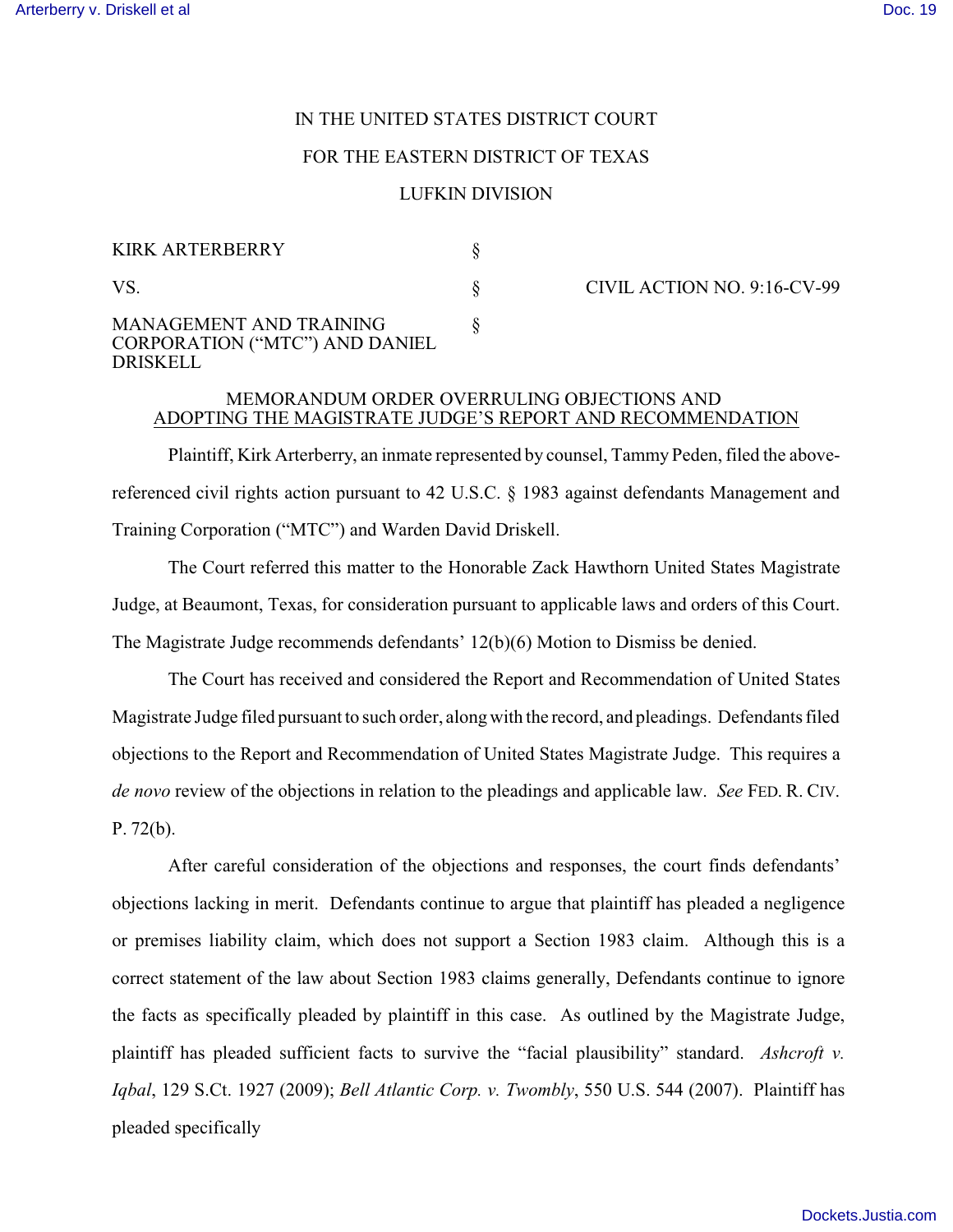IN THE UNITED STATES DISTRICT COURT

FOR THE EASTERN DISTRICT OF TEXAS

LUFKIN DIVISION

| | | |
|---|---|---|
| KIRK ARTERBERRY | § | |
| VS. | § | CIVIL ACTION NO. 9:16-CV-99 |
| MANAGEMENT AND TRAINING CORPORATION ("MTC") AND DANIEL DRISKELL | § | |

MEMORANDUM ORDER OVERRULING OBJECTIONS AND ADOPTING THE MAGISTRATE JUDGE'S REPORT AND RECOMMENDATION

Plaintiff, Kirk Arterberry, an inmate represented by counsel, Tammy Peden, filed the above-referenced civil rights action pursuant to 42 U.S.C. § 1983 against defendants Management and Training Corporation ("MTC") and Warden David Driskell.

The Court referred this matter to the Honorable Zack Hawthorn United States Magistrate Judge, at Beaumont, Texas, for consideration pursuant to applicable laws and orders of this Court. The Magistrate Judge recommends defendants' 12(b)(6) Motion to Dismiss be denied.

The Court has received and considered the Report and Recommendation of United States Magistrate Judge filed pursuant to such order, along with the record, and pleadings. Defendants filed objections to the Report and Recommendation of United States Magistrate Judge. This requires a *de novo* review of the objections in relation to the pleadings and applicable law. *See* FED. R. CIV. P. 72(b).

After careful consideration of the objections and responses, the court finds defendants' objections lacking in merit. Defendants continue to argue that plaintiff has pleaded a negligence or premises liability claim, which does not support a Section 1983 claim. Although this is a correct statement of the law about Section 1983 claims generally, Defendants continue to ignore the facts as specifically pleaded by plaintiff in this case. As outlined by the Magistrate Judge, plaintiff has pleaded sufficient facts to survive the "facial plausibility" standard. *Ashcroft v. Iqbal*, 129 S.Ct. 1927 (2009); *Bell Atlantic Corp. v. Twombly*, 550 U.S. 544 (2007). Plaintiff has pleaded specifically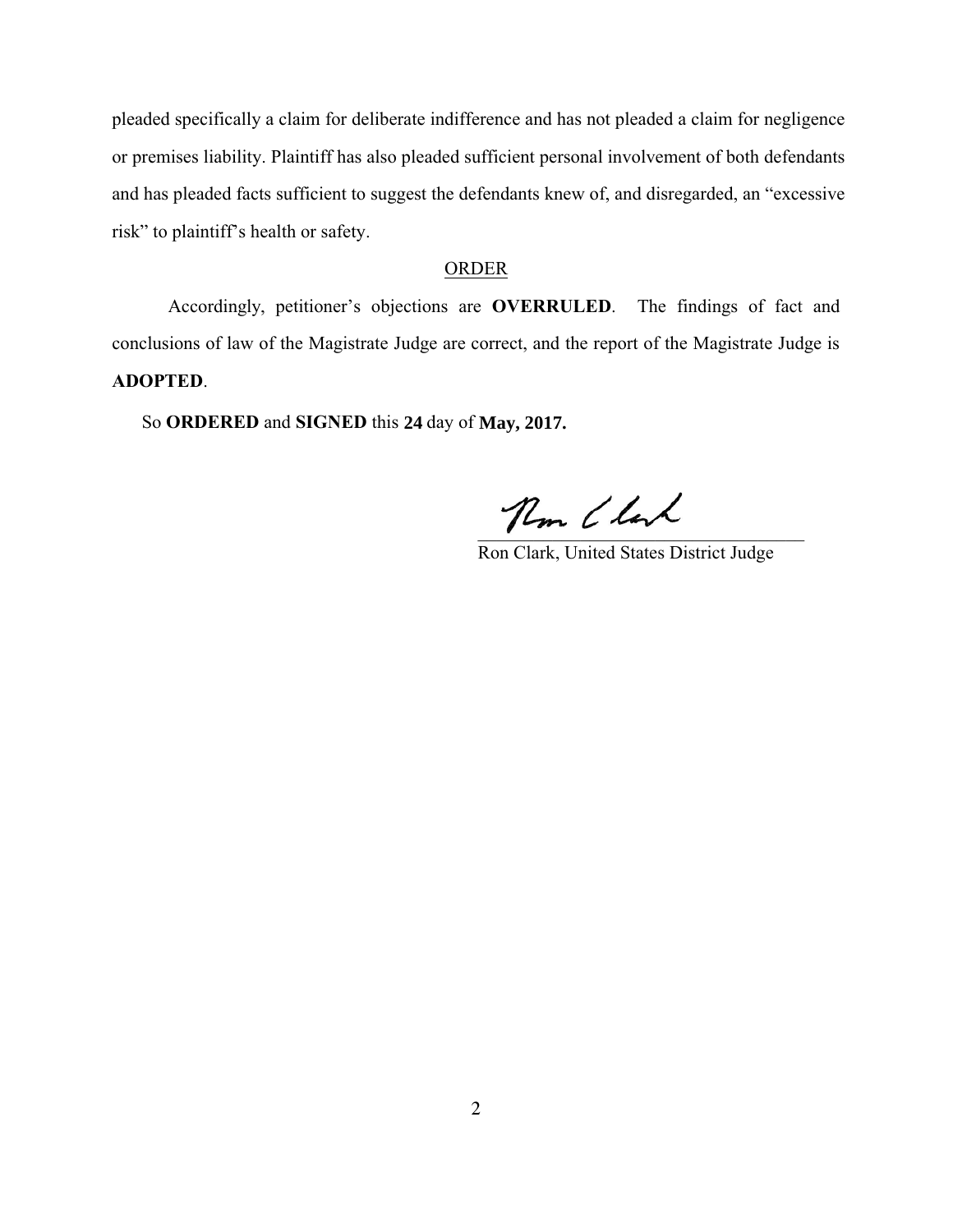pleaded specifically a claim for deliberate indifference and has not pleaded a claim for negligence or premises liability. Plaintiff has also pleaded sufficient personal involvement of both defendants and has pleaded facts sufficient to suggest the defendants knew of, and disregarded, an "excessive risk" to plaintiff's health or safety.

ORDER

Accordingly, petitioner's objections are **OVERRULED**. The findings of fact and conclusions of law of the Magistrate Judge are correct, and the report of the Magistrate Judge is **ADOPTED**.

So **ORDERED** and **SIGNED** this **24** day of **May, 2017.**

Ron Clark, United States District Judge